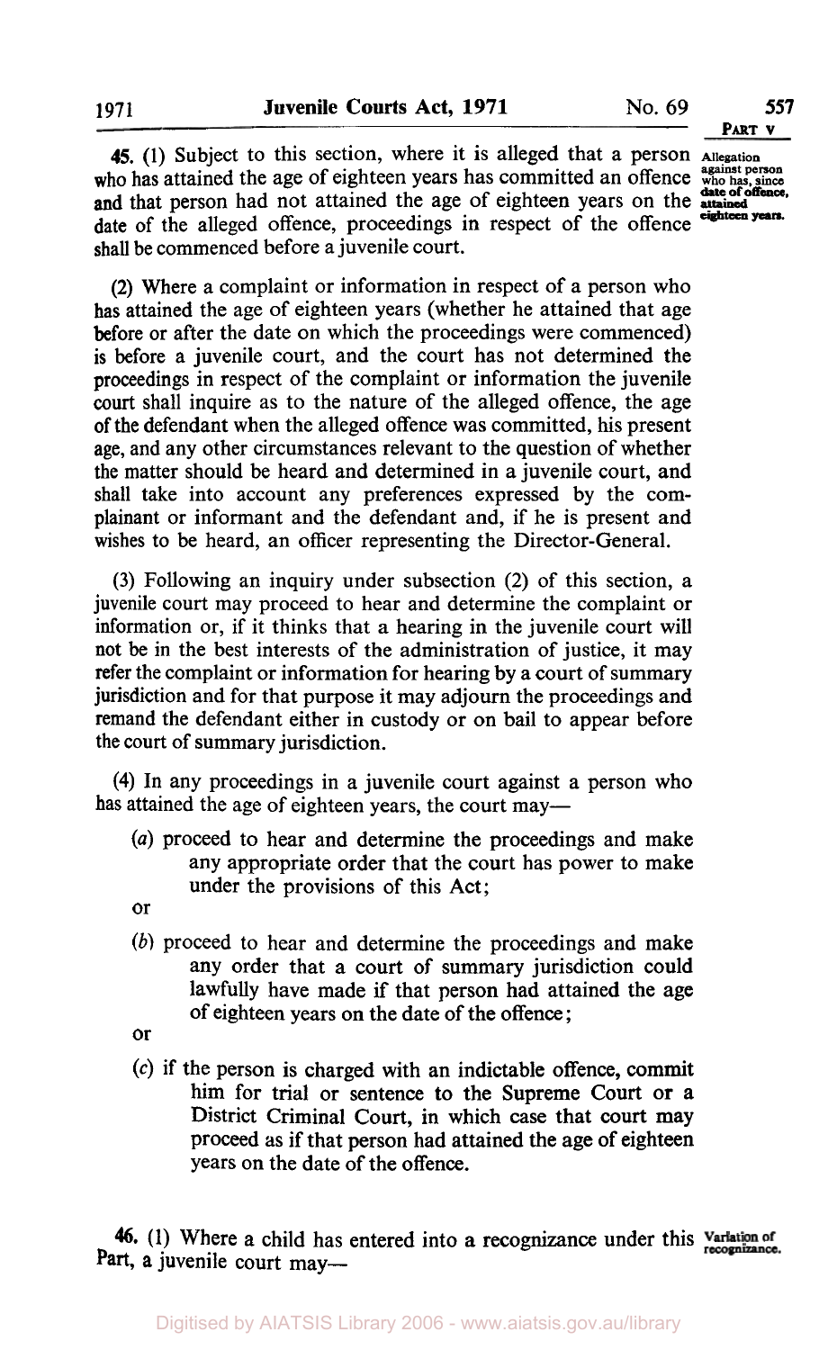**45.** (1) Subject to this section, where it is alleged that a person who has attained the age of eighteen years has committed an offence and that person had not attained the age of eighteen years on the date of the alleged offence, proceedings in respect of the offence shall be commenced before a juvenile court.

*Allegation against person who has, since date of offence, attained eighteen years.*

(2) Where a complaint or information in respect of a person who has attained the age of eighteen years (whether he attained that age before or after the date on which the proceedings were commenced) is before a juvenile court, and the court has not determined the proceedings in respect of the complaint or information the juvenile court shall inquire as to the nature of the alleged offence, the age of the defendant when the alleged offence was committed, his present age, and any other circumstances relevant to the question of whether the matter should be heard and determined in a juvenile court, and shall take into account any preferences expressed by the complainant or informant and the defendant and, if he is present and wishes to be heard, an officer representing the Director-General.

(3) Following an inquiry under subsection (2) of this section, a juvenile court may proceed to hear and determine the complaint or information or, if it thinks that a hearing in the juvenile court will not be in the best interests of the administration of justice, it may refer the complaint or information for hearing by a court of summary jurisdiction and for that purpose it may adjourn the proceedings and remand the defendant either in custody or on bail to appear before the court of summary jurisdiction.

(4) In any proceedings in a juvenile court against a person who has attained the age of eighteen years, the court may—

(*a*) proceed to hear and determine the proceedings and make any appropriate order that the court has power to make under the provisions of this Act;

or

(*b*) proceed to hear and determine the proceedings and make any order that a court of summary jurisdiction could lawfully have made if that person had attained the age of eighteen years on the date of the offence;

or

(*c*) if the person is charged with an indictable offence, commit him for trial or sentence to the Supreme Court or a District Criminal Court, in which case that court may proceed as if that person had attained the age of eighteen years on the date of the offence.

**46.** (1) Where a child has entered into a recognizance under this Part, a juvenile court may—

*Variation of recognizance.*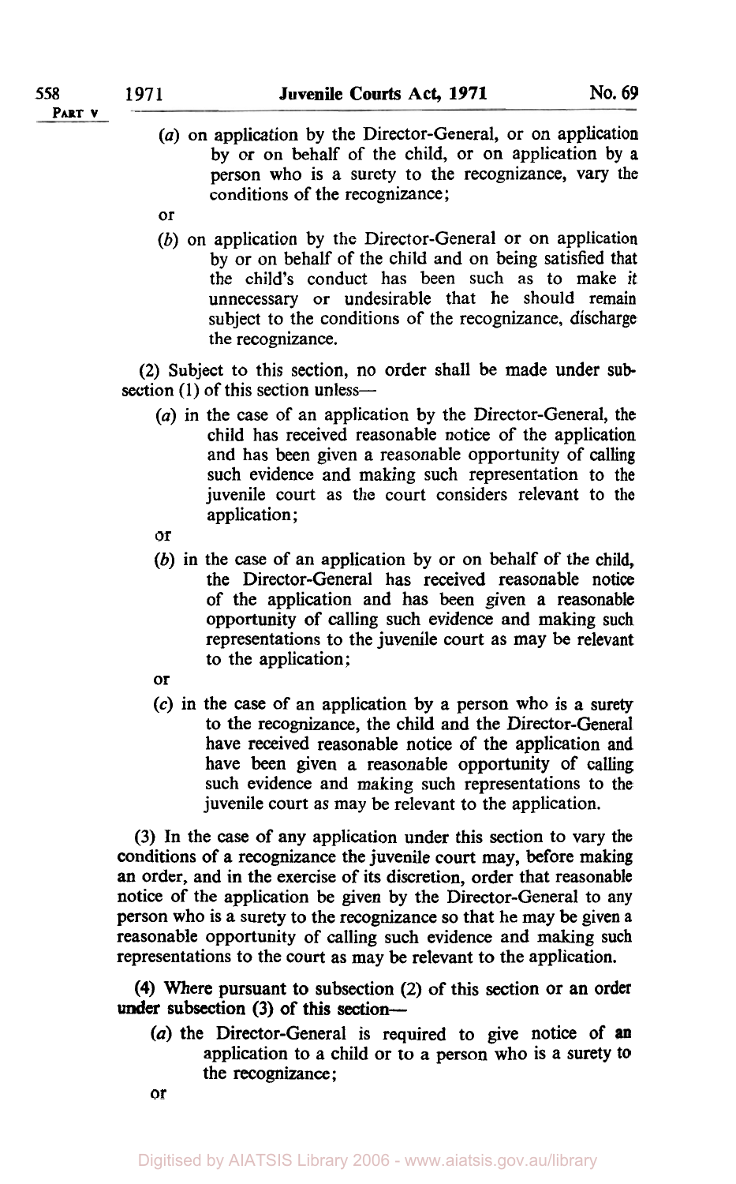(*a*) on application by the Director-General, or on application by or on behalf of the child, or on application by a person who is a surety to the recognizance, vary the conditions of the recognizance;

or

(*b*) on application by the Director-General or on application by or on behalf of the child and on being satisfied that the child's conduct has been such as to make it unnecessary or undesirable that he should remain subject to the conditions of the recognizance, discharge the recognizance.

(2) Subject to this section, no order shall be made under subsection (1) of this section unless—

(*a*) in the case of an application by the Director-General, the child has received reasonable notice of the application and has been given a reasonable opportunity of calling such evidence and making such representation to the juvenile court as the court considers relevant to the application;

or

(*b*) in the case of an application by or on behalf of the child, the Director-General has received reasonable notice of the application and has been given a reasonable opportunity of calling such evidence and making such representations to the juvenile court as may be relevant to the application;

or

(*c*) in the case of an application by a person who is a surety to the recognizance, the child and the Director-General have received reasonable notice of the application and have been given a reasonable opportunity of calling such evidence and making such representations to the juvenile court as may be relevant to the application.

(3) In the case of any application under this section to vary the conditions of a recognizance the juvenile court may, before making an order, and in the exercise of its discretion, order that reasonable notice of the application be given by the Director-General to any person who is a surety to the recognizance so that he may be given a reasonable opportunity of calling such evidence and making such representations to the court as may be relevant to the application.

(4) Where pursuant to subsection (2) of this section or an order under subsection (3) of this section—

(*a*) the Director-General is required to give notice of an application to a child or to a person who is a surety to the recognizance;

or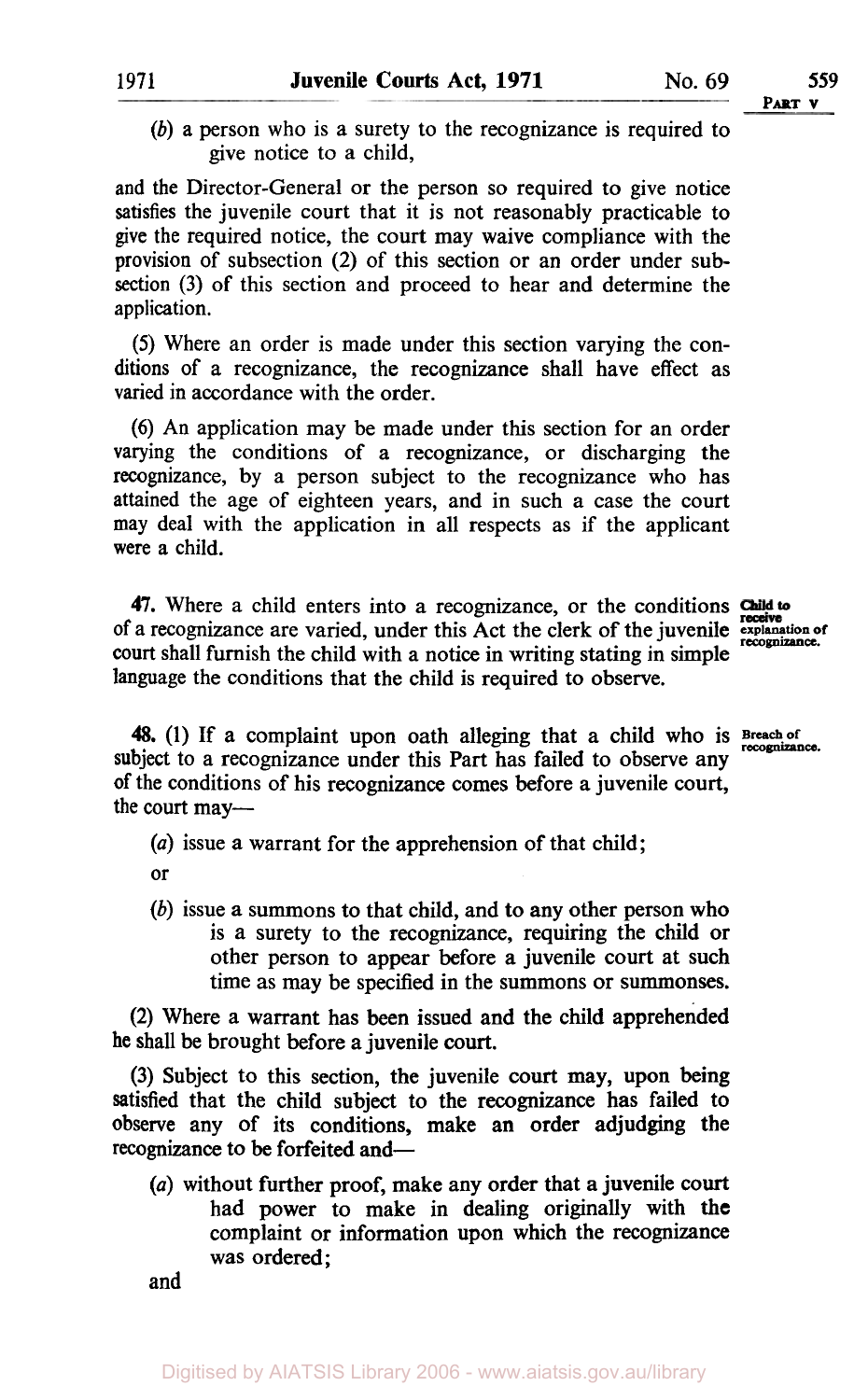(*b*) a person who is a surety to the recognizance is required to give notice to a child,

and the Director-General or the person so required to give notice satisfies the juvenile court that it is not reasonably practicable to give the required notice, the court may waive compliance with the provision of subsection (2) of this section or an order under subsection (3) of this section and proceed to hear and determine the application.

(5) Where an order is made under this section varying the conditions of a recognizance, the recognizance shall have effect as varied in accordance with the order.

(6) An application may be made under this section for an order varying the conditions of a recognizance, or discharging the recognizance, by a person subject to the recognizance who has attained the age of eighteen years, and in such a case the court may deal with the application in all respects as if the applicant were a child.

**Child to receive explanation of recognizance.**

**47.** Where a child enters into a recognizance, or the conditions of a recognizance are varied, under this Act the clerk of the juvenile court shall furnish the child with a notice in writing stating in simple language the conditions that the child is required to observe.

**Breach of recognizance.**

**48.** (1) If a complaint upon oath alleging that a child who is subject to a recognizance under this Part has failed to observe any of the conditions of his recognizance comes before a juvenile court, the court may—

(*a*) issue a warrant for the apprehension of that child;

or

(*b*) issue a summons to that child, and to any other person who is a surety to the recognizance, requiring the child or other person to appear before a juvenile court at such time as may be specified in the summons or summonses.

(2) Where a warrant has been issued and the child apprehended he shall be brought before a juvenile court.

(3) Subject to this section, the juvenile court may, upon being satisfied that the child subject to the recognizance has failed to observe any of its conditions, make an order adjudging the recognizance to be forfeited and—

(*a*) without further proof, make any order that a juvenile court had power to make in dealing originally with the complaint or information upon which the recognizance was ordered;

and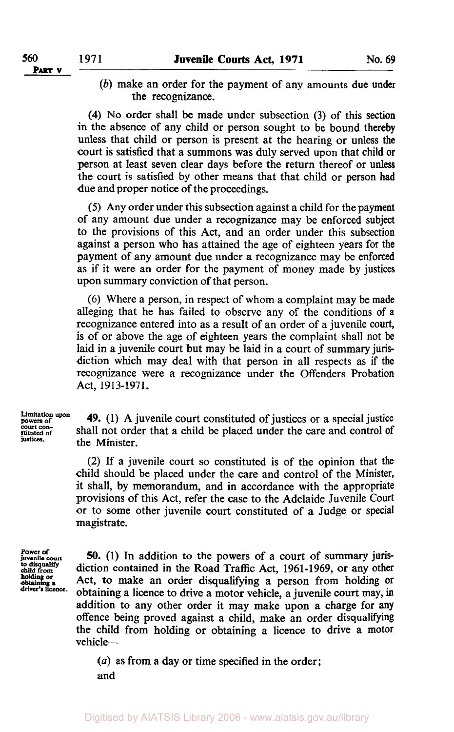(*b*) make an order for the payment of any amounts due under the recognizance.

(4) No order shall be made under subsection (3) of this section in the absence of any child or person sought to be bound thereby unless that child or person is present at the hearing or unless the court is satisfied that a summons was duly served upon that child or person at least seven clear days before the return thereof or unless the court is satisfied by other means that that child or person had due and proper notice of the proceedings.

(5) Any order under this subsection against a child for the payment of any amount due under a recognizance may be enforced subject to the provisions of this Act, and an order under this subsection against a person who has attained the age of eighteen years for the payment of any amount due under a recognizance may be enforced as if it were an order for the payment of money made by justices upon summary conviction of that person.

(6) Where a person, in respect of whom a complaint may be made alleging that he has failed to observe any of the conditions of a recognizance entered into as a result of an order of a juvenile court, is of or above the age of eighteen years the complaint shall not be laid in a juvenile court but may be laid in a court of summary jurisdiction which may deal with that person in all respects as if the recognizance were a recognizance under the Offenders Probation Act, 1913-1971.

*Limitation upon powers of court constituted of justices.*

**49.** (1) A juvenile court constituted of justices or a special justice shall not order that a child be placed under the care and control of the Minister.

(2) If a juvenile court so constituted is of the opinion that the child should be placed under the care and control of the Minister, it shall, by memorandum, and in accordance with the appropriate provisions of this Act, refer the case to the Adelaide Juvenile Court or to some other juvenile court constituted of a Judge or special magistrate.

*Power of juvenile court to disqualify child from holding or obtaining a driver's licence.*

**50.** (1) In addition to the powers of a court of summary jurisdiction contained in the Road Traffic Act, 1961-1969, or any other Act, to make an order disqualifying a person from holding or obtaining a licence to drive a motor vehicle, a juvenile court may, in addition to any other order it may make upon a charge for any offence being proved against a child, make an order disqualifying the child from holding or obtaining a licence to drive a motor vehicle—

(*a*) as from a day or time specified in the order;

and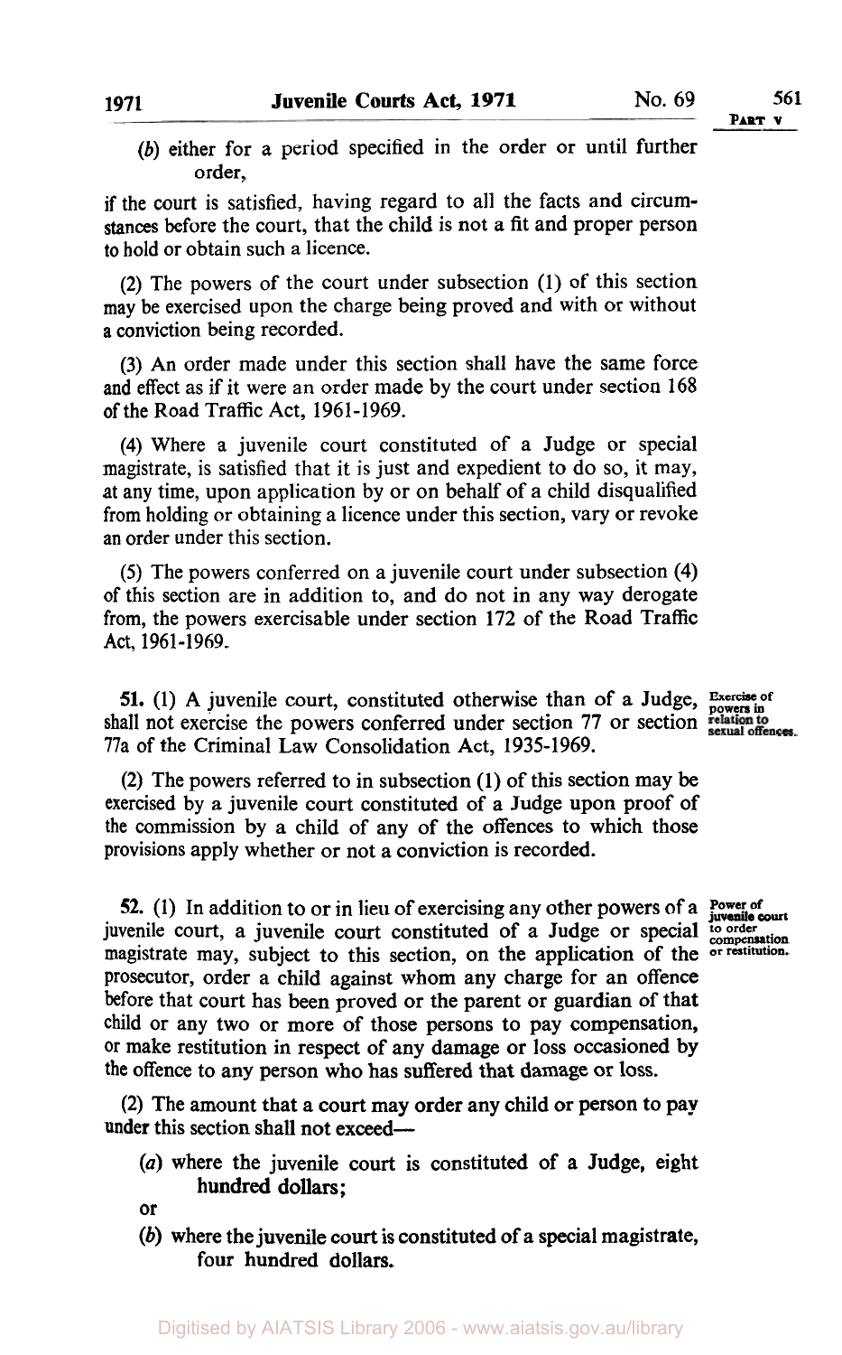(*b*) either for a period specified in the order or until further order,

if the court is satisfied, having regard to all the facts and circumstances before the court, that the child is not a fit and proper person to hold or obtain such a licence.

(2) The powers of the court under subsection (1) of this section may be exercised upon the charge being proved and with or without a conviction being recorded.

(3) An order made under this section shall have the same force and effect as if it were an order made by the court under section 168 of the Road Traffic Act, 1961-1969.

(4) Where a juvenile court constituted of a Judge or special magistrate, is satisfied that it is just and expedient to do so, it may, at any time, upon application by or on behalf of a child disqualified from holding or obtaining a licence under this section, vary or revoke an order under this section.

(5) The powers conferred on a juvenile court under subsection (4) of this section are in addition to, and do not in any way derogate from, the powers exercisable under section 172 of the Road Traffic Act, 1961-1969.

**51.** (1) A juvenile court, constituted otherwise than of a Judge, shall not exercise the powers conferred under section 77 or section 77a of the Criminal Law Consolidation Act, 1935-1969.

*Exercise of powers in relation to sexual offences.*

(2) The powers referred to in subsection (1) of this section may be exercised by a juvenile court constituted of a Judge upon proof of the commission by a child of any of the offences to which those provisions apply whether or not a conviction is recorded.

**52.** (1) In addition to or in lieu of exercising any other powers of a juvenile court, a juvenile court constituted of a Judge or special magistrate may, subject to this section, on the application of the prosecutor, order a child against whom any charge for an offence before that court has been proved or the parent or guardian of that child or any two or more of those persons to pay compensation, or make restitution in respect of any damage or loss occasioned by the offence to any person who has suffered that damage or loss.

*Power of juvenile court to order compensation or restitution.*

(2) The amount that a court may order any child or person to pay under this section shall not exceed—

(*a*) where the juvenile court is constituted of a Judge, eight hundred dollars;

or

(*b*) where the juvenile court is constituted of a special magistrate, four hundred dollars.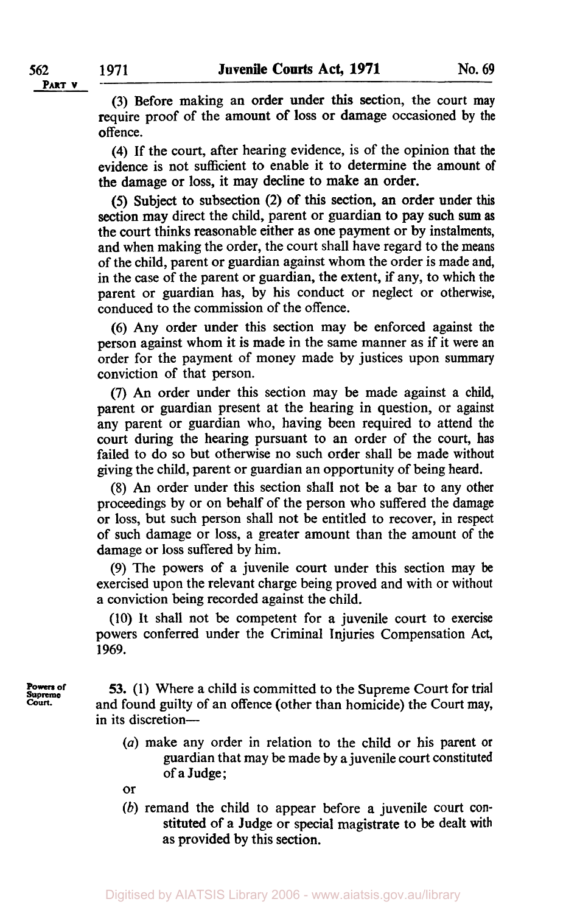(3) Before making an order under this section, the court may require proof of the amount of loss or damage occasioned by the offence.

(4) If the court, after hearing evidence, is of the opinion that the evidence is not sufficient to enable it to determine the amount of the damage or loss, it may decline to make an order.

(5) Subject to subsection (2) of this section, an order under this section may direct the child, parent or guardian to pay such sum as the court thinks reasonable either as one payment or by instalments, and when making the order, the court shall have regard to the means of the child, parent or guardian against whom the order is made and, in the case of the parent or guardian, the extent, if any, to which the parent or guardian has, by his conduct or neglect or otherwise, conduced to the commission of the offence.

(6) Any order under this section may be enforced against the person against whom it is made in the same manner as if it were an order for the payment of money made by justices upon summary conviction of that person.

(7) An order under this section may be made against a child, parent or guardian present at the hearing in question, or against any parent or guardian who, having been required to attend the court during the hearing pursuant to an order of the court, has failed to do so but otherwise no such order shall be made without giving the child, parent or guardian an opportunity of being heard.

(8) An order under this section shall not be a bar to any other proceedings by or on behalf of the person who suffered the damage or loss, but such person shall not be entitled to recover, in respect of such damage or loss, a greater amount than the amount of the damage or loss suffered by him.

(9) The powers of a juvenile court under this section may be exercised upon the relevant charge being proved and with or without a conviction being recorded against the child.

(10) It shall not be competent for a juvenile court to exercise powers conferred under the Criminal Injuries Compensation Act, 1969.

**Powers of Supreme Court.**

53. (1) Where a child is committed to the Supreme Court for trial and found guilty of an offence (other than homicide) the Court may, in its discretion—

- (*a*) make any order in relation to the child or his parent or guardian that may be made by a juvenile court constituted of a Judge;

or

- (*b*) remand the child to appear before a juvenile court constituted of a Judge or special magistrate to be dealt with as provided by this section.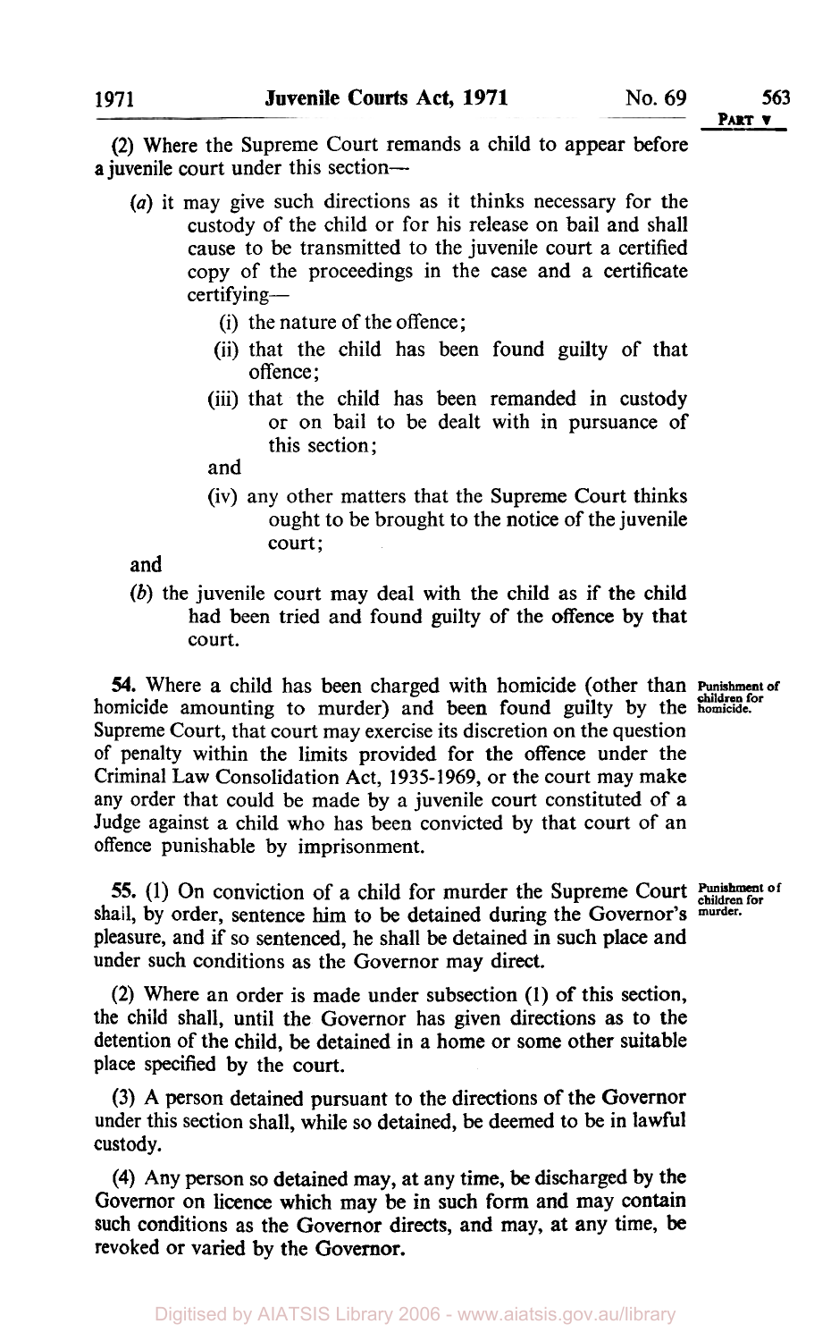(2) Where the Supreme Court remands a child to appear before a juvenile court under this section—

(*a*) it may give such directions as it thinks necessary for the custody of the child or for his release on bail and shall cause to be transmitted to the juvenile court a certified copy of the proceedings in the case and a certificate certifying—

(i) the nature of the offence;

(ii) that the child has been found guilty of that offence;

(iii) that the child has been remanded in custody or on bail to be dealt with in pursuance of this section;

and

(iv) any other matters that the Supreme Court thinks ought to be brought to the notice of the juvenile court;

and

(*b*) the juvenile court may deal with the child as if the child had been tried and found guilty of the offence by that court.

**Punishment of children for homicide.**

**54.** Where a child has been charged with homicide (other than homicide amounting to murder) and been found guilty by the Supreme Court, that court may exercise its discretion on the question of penalty within the limits provided for the offence under the Criminal Law Consolidation Act, 1935-1969, or the court may make any order that could be made by a juvenile court constituted of a Judge against a child who has been convicted by that court of an offence punishable by imprisonment.

**Punishment of children for murder.**

**55.** (1) On conviction of a child for murder the Supreme Court shall, by order, sentence him to be detained during the Governor's pleasure, and if so sentenced, he shall be detained in such place and under such conditions as the Governor may direct.

(2) Where an order is made under subsection (1) of this section, the child shall, until the Governor has given directions as to the detention of the child, be detained in a home or some other suitable place specified by the court.

(3) A person detained pursuant to the directions of the Governor under this section shall, while so detained, be deemed to be in lawful custody.

(4) Any person so detained may, at any time, be discharged by the Governor on licence which may be in such form and may contain such conditions as the Governor directs, and may, at any time, be revoked or varied by the Governor.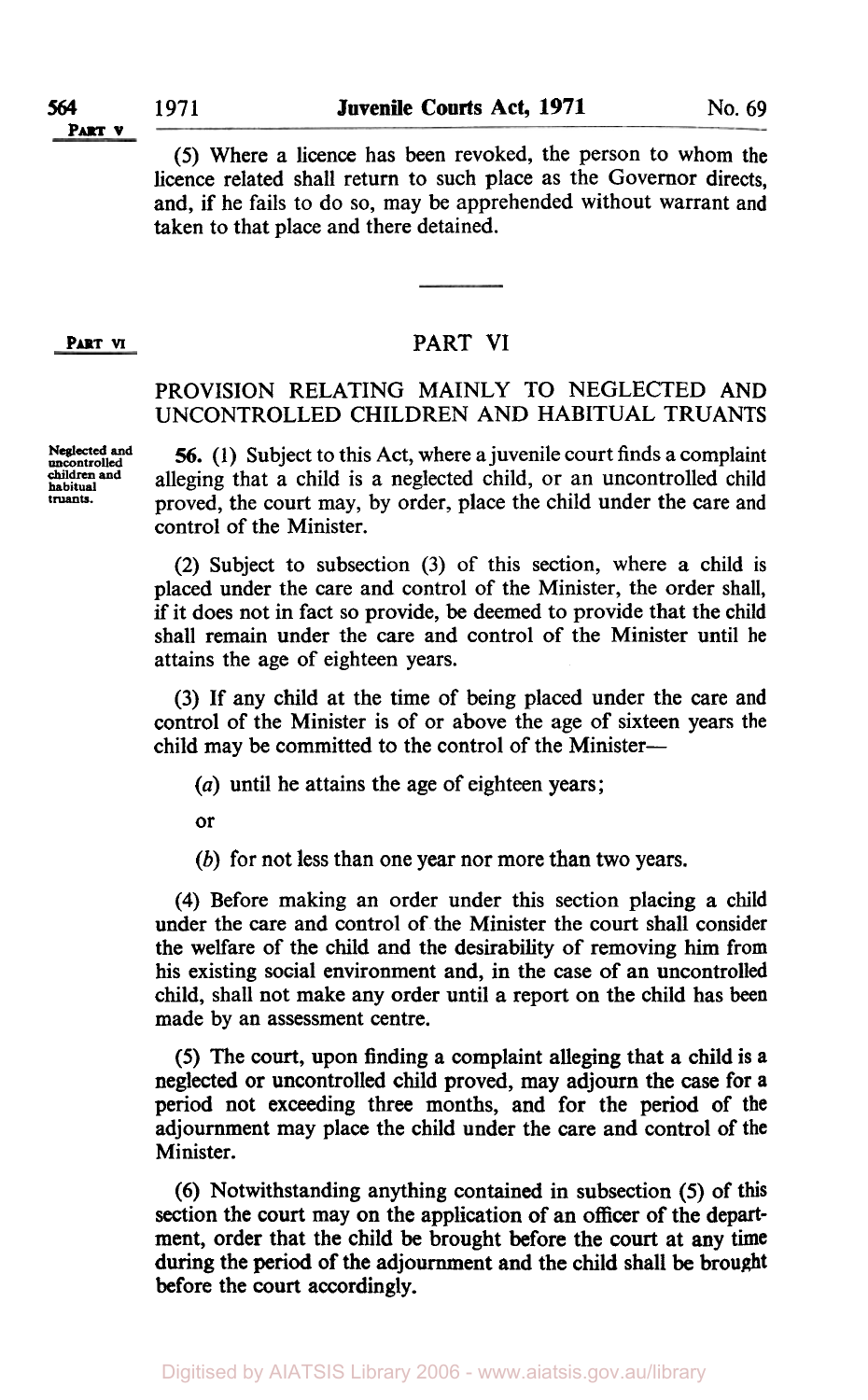(5) Where a licence has been revoked, the person to whom the licence related shall return to such place as the Governor directs, and, if he fails to do so, may be apprehended without warrant and taken to that place and there detained.

---

## PART VI

### PROVISION RELATING MAINLY TO NEGLECTED AND UNCONTROLLED CHILDREN AND HABITUAL TRUANTS

Neglected and uncontrolled children and habitual truants.

**56.** (1) Subject to this Act, where a juvenile court finds a complaint alleging that a child is a neglected child, or an uncontrolled child proved, the court may, by order, place the child under the care and control of the Minister.

(2) Subject to subsection (3) of this section, where a child is placed under the care and control of the Minister, the order shall, if it does not in fact so provide, be deemed to provide that the child shall remain under the care and control of the Minister until he attains the age of eighteen years.

(3) If any child at the time of being placed under the care and control of the Minister is of or above the age of sixteen years the child may be committed to the control of the Minister—

(*a*) until he attains the age of eighteen years;

or

(*b*) for not less than one year nor more than two years.

(4) Before making an order under this section placing a child under the care and control of the Minister the court shall consider the welfare of the child and the desirability of removing him from his existing social environment and, in the case of an uncontrolled child, shall not make any order until a report on the child has been made by an assessment centre.

(5) The court, upon finding a complaint alleging that a child is a neglected or uncontrolled child proved, may adjourn the case for a period not exceeding three months, and for the period of the adjournment may place the child under the care and control of the Minister.

(6) Notwithstanding anything contained in subsection (5) of this section the court may on the application of an officer of the department, order that the child be brought before the court at any time during the period of the adjournment and the child shall be brought before the court accordingly.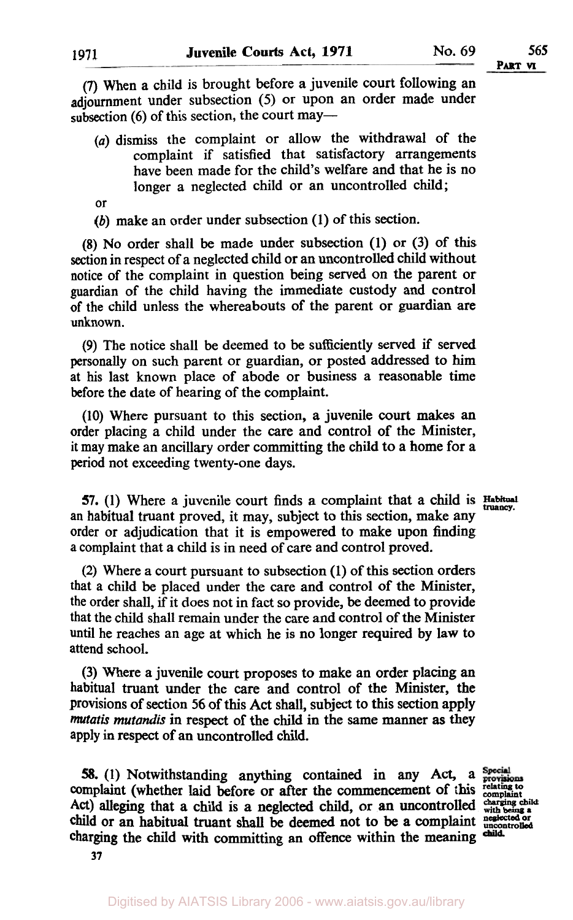(7) When a child is brought before a juvenile court following an adjournment under subsection (5) or upon an order made under subsection (6) of this section, the court may—

(a) dismiss the complaint or allow the withdrawal of the complaint if satisfied that satisfactory arrangements have been made for the child's welfare and that he is no longer a neglected child or an uncontrolled child;

or

(b) make an order under subsection (1) of this section.

(8) No order shall be made under subsection (1) or (3) of this section in respect of a neglected child or an uncontrolled child without notice of the complaint in question being served on the parent or guardian of the child having the immediate custody and control of the child unless the whereabouts of the parent or guardian are unknown.

(9) The notice shall be deemed to be sufficiently served if served personally on such parent or guardian, or posted addressed to him at his last known place of abode or business a reasonable time before the date of hearing of the complaint.

(10) Where pursuant to this section, a juvenile court makes an order placing a child under the care and control of the Minister, it may make an ancillary order committing the child to a home for a period not exceeding twenty-one days.

**Habitual truancy.**

57. (1) Where a juvenile court finds a complaint that a child is an habitual truant proved, it may, subject to this section, make any order or adjudication that it is empowered to make upon finding a complaint that a child is in need of care and control proved.

(2) Where a court pursuant to subsection (1) of this section orders that a child be placed under the care and control of the Minister, the order shall, if it does not in fact so provide, be deemed to provide that the child shall remain under the care and control of the Minister until he reaches an age at which he is no longer required by law to attend school.

(3) Where a juvenile court proposes to make an order placing an habitual truant under the care and control of the Minister, the provisions of section 56 of this Act shall, subject to this section apply *mutatis mutandis* in respect of the child in the same manner as they apply in respect of an uncontrolled child.

**Special provisions relating to complaint charging child with being a neglected or uncontrolled child.**

58. (1) Notwithstanding anything contained in any Act, a complaint (whether laid before or after the commencement of this Act) alleging that a child is a neglected child, or an uncontrolled child or an habitual truant shall be deemed not to be a complaint charging the child with committing an offence within the meaning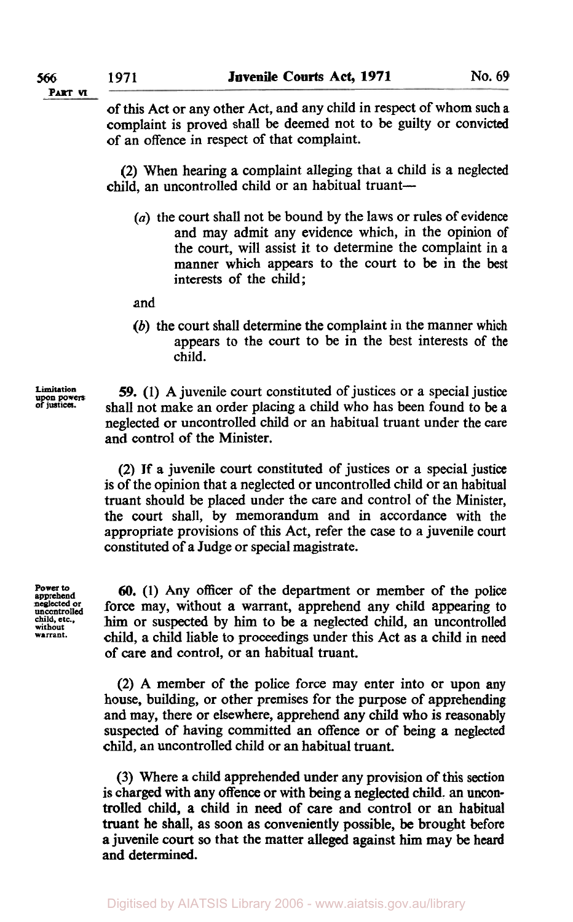of this Act or any other Act, and any child in respect of whom such a complaint is proved shall be deemed not to be guilty or convicted of an offence in respect of that complaint.

(2) When hearing a complaint alleging that a child is a neglected child, an uncontrolled child or an habitual truant—

(*a*) the court shall not be bound by the laws or rules of evidence and may admit any evidence which, in the opinion of the court, will assist it to determine the complaint in a manner which appears to the court to be in the best interests of the child;

and

(*b*) the court shall determine the complaint in the manner which appears to the court to be in the best interests of the child.

Limitation upon powers of justices.

**59.** (1) A juvenile court constituted of justices or a special justice shall not make an order placing a child who has been found to be a neglected or uncontrolled child or an habitual truant under the care and control of the Minister.

(2) If a juvenile court constituted of justices or a special justice is of the opinion that a neglected or uncontrolled child or an habitual truant should be placed under the care and control of the Minister, the court shall, by memorandum and in accordance with the appropriate provisions of this Act, refer the case to a juvenile court constituted of a Judge or special magistrate.

Power to apprehend neglected or uncontrolled child, etc., without warrant.

**60.** (1) Any officer of the department or member of the police force may, without a warrant, apprehend any child appearing to him or suspected by him to be a neglected child, an uncontrolled child, a child liable to proceedings under this Act as a child in need of care and control, or an habitual truant.

(2) A member of the police force may enter into or upon any house, building, or other premises for the purpose of apprehending and may, there or elsewhere, apprehend any child who is reasonably suspected of having committed an offence or of being a neglected child, an uncontrolled child or an habitual truant.

(3) Where a child apprehended under any provision of this section is charged with any offence or with being a neglected child. an uncontrolled child, a child in need of care and control or an habitual truant he shall, as soon as conveniently possible, be brought before a juvenile court so that the matter alleged against him may be heard and determined.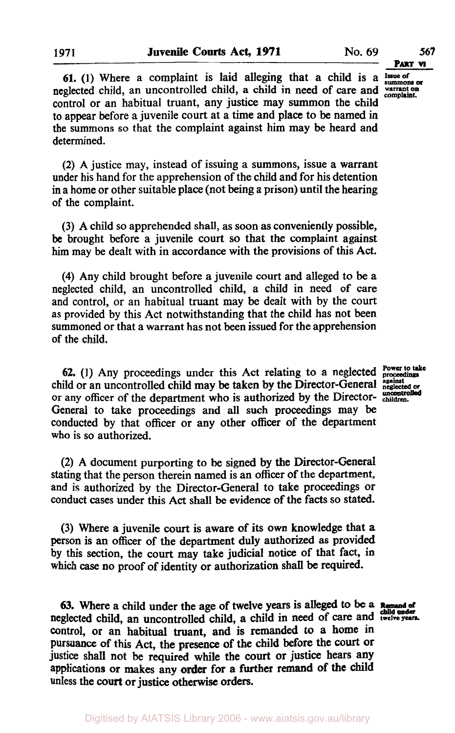**Issue of summons or warrant on complaint.**

**61.** (1) Where a complaint is laid alleging that a child is a neglected child, an uncontrolled child, a child in need of care and control or an habitual truant, any justice may summon the child to appear before a juvenile court at a time and place to be named in the summons so that the complaint against him may be heard and determined.

(2) A justice may, instead of issuing a summons, issue a warrant under his hand for the apprehension of the child and for his detention in a home or other suitable place (not being a prison) until the hearing of the complaint.

(3) A child so apprehended shall, as soon as conveniently possible, be brought before a juvenile court so that the complaint against him may be dealt with in accordance with the provisions of this Act.

(4) Any child brought before a juvenile court and alleged to be a neglected child, an uncontrolled child, a child in need of care and control, or an habitual truant may be dealt with by the court as provided by this Act notwithstanding that the child has not been summoned or that a warrant has not been issued for the apprehension of the child.

**Power to take proceedings against neglected or uncontrolled children.**

**62.** (1) Any proceedings under this Act relating to a neglected child or an uncontrolled child may be taken by the Director-General or any officer of the department who is authorized by the Director-General to take proceedings and all such proceedings may be conducted by that officer or any other officer of the department who is so authorized.

(2) A document purporting to be signed by the Director-General stating that the person therein named is an officer of the department, and is authorized by the Director-General to take proceedings or conduct cases under this Act shall be evidence of the facts so stated.

(3) Where a juvenile court is aware of its own knowledge that a person is an officer of the department duly authorized as provided by this section, the court may take judicial notice of that fact, in which case no proof of identity or authorization shall be required.

**Remand of child under twelve years.**

**63.** Where a child under the age of twelve years is alleged to be a neglected child, an uncontrolled child, a child in need of care and control, or an habitual truant, and is remanded to a home in pursuance of this Act, the presence of the child before the court or justice shall not be required while the court or justice hears any applications or makes any order for a further remand of the child unless the court or justice otherwise orders.